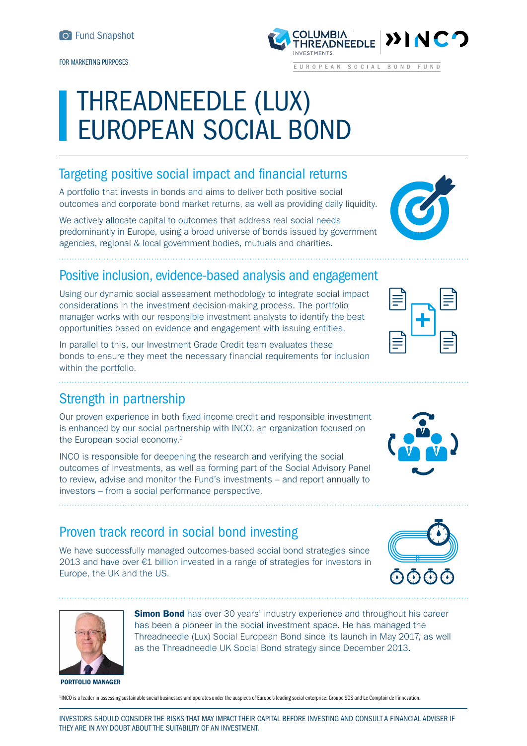Fund Snapshot

FOR MARKETING PURPOSES

EUROPEAN SOCIAL BOND FUND

# THREADNEEDLE (LUX) EUROPEAN SOCIAL BOND

## Targeting positive social impact and financial returns

A portfolio that invests in bonds and aims to deliver both positive social outcomes and corporate bond market returns, as well as providing daily liquidity.

We actively allocate capital to outcomes that address real social needs predominantly in Europe, using a broad universe of bonds issued by government agencies, regional & local government bodies, mutuals and charities.

## Positive inclusion, evidence-based analysis and engagement

Using our dynamic social assessment methodology to integrate social impact considerations in the investment decision-making process. The portfolio manager works with our responsible investment analysts to identify the best opportunities based on evidence and engagement with issuing entities.

In parallel to this, our Investment Grade Credit team evaluates these bonds to ensure they meet the necessary financial requirements for inclusion within the portfolio.

## Strength in partnership

Our proven experience in both fixed income credit and responsible investment is enhanced by our social partnership with INCO, an organization focused on the European social economy.[1]

INCO is responsible for deepening the research and verifying the social outcomes of investments, as well as forming part of the Social Advisory Panel to review, advise and monitor the Fund's investments – and report annually to investors – from a social performance perspective.

## Proven track record in social bond investing

We have successfully managed outcomes-based social bond strategies since 2013 and have over €1 billion invested in a range of strategies for investors in Europe, the UK and the US.

**Simon Bond** has over 30 years' industry experience and throughout his career has been a pioneer in the social investment space. He has managed the Threadneedle (Lux) Social European Bond since its launch in May 2017, as well as the Threadneedle UK Social Bond strategy since December 2013.

**PORTFOLIO MANAGER**

[1] INCO is a leader in assessing sustainable social businesses and operates under the auspices of Europe's leading social enterprise: Groupe SOS and Le Comptoir de l'innovation.

INVESTORS SHOULD CONSIDER THE RISKS THAT MAY IMPACT THEIR CAPITAL BEFORE INVESTING AND CONSULT A FINANCIAL ADVISER IF THEY ARE IN ANY DOUBT ABOUT THE SUITABILITY OF AN INVESTMENT.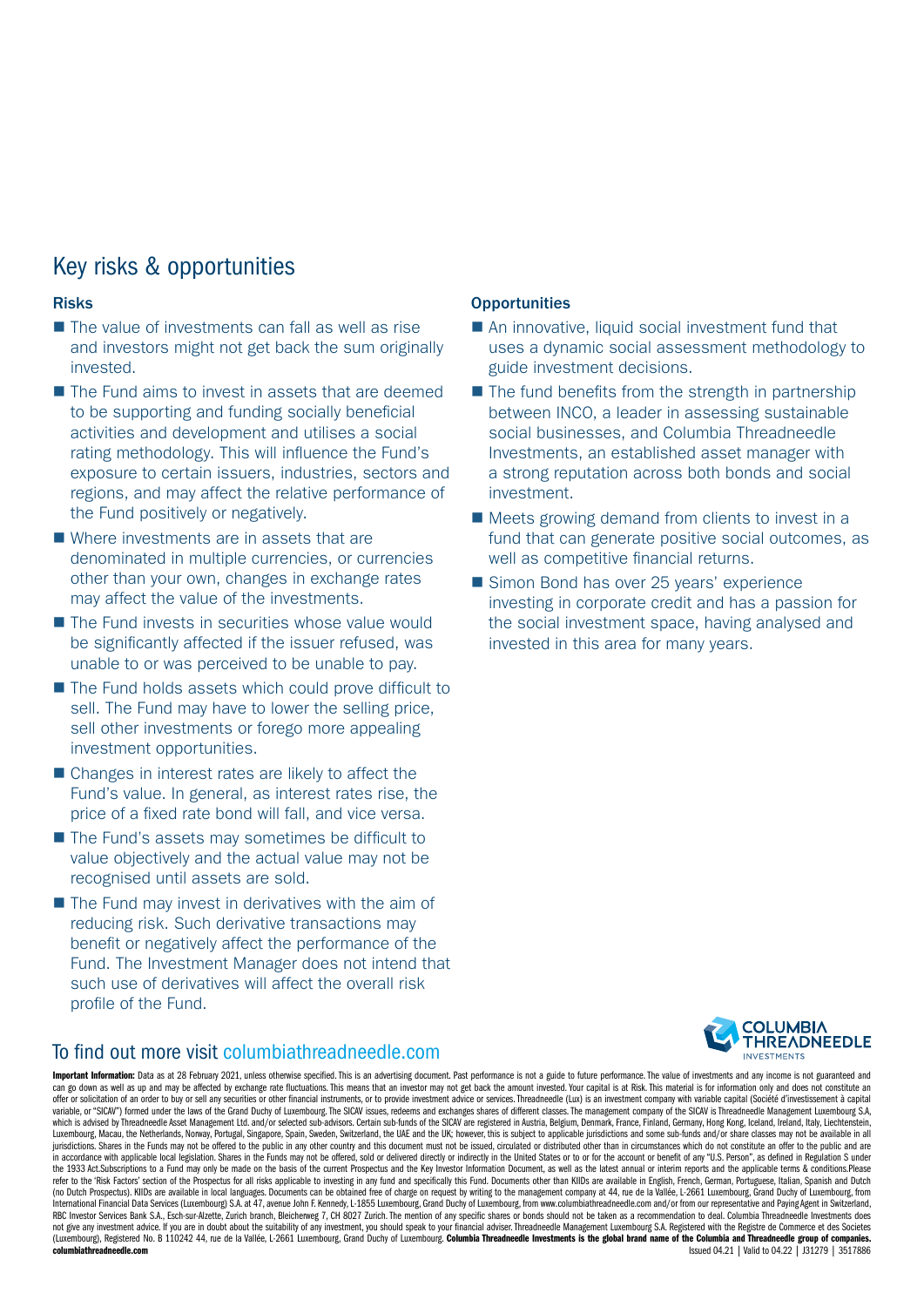# Key risks & opportunities

## Risks

- The value of investments can fall as well as rise and investors might not get back the sum originally invested.
- The Fund aims to invest in assets that are deemed to be supporting and funding socially beneficial activities and development and utilises a social rating methodology. This will influence the Fund's exposure to certain issuers, industries, sectors and regions, and may affect the relative performance of the Fund positively or negatively.
- Where investments are in assets that are denominated in multiple currencies, or currencies other than your own, changes in exchange rates may affect the value of the investments.
- The Fund invests in securities whose value would be significantly affected if the issuer refused, was unable to or was perceived to be unable to pay.
- The Fund holds assets which could prove difficult to sell. The Fund may have to lower the selling price, sell other investments or forego more appealing investment opportunities.
- Changes in interest rates are likely to affect the Fund's value. In general, as interest rates rise, the price of a fixed rate bond will fall, and vice versa.
- The Fund's assets may sometimes be difficult to value objectively and the actual value may not be recognised until assets are sold.
- The Fund may invest in derivatives with the aim of reducing risk. Such derivative transactions may benefit or negatively affect the performance of the Fund. The Investment Manager does not intend that such use of derivatives will affect the overall risk profile of the Fund.

## Opportunities

- An innovative, liquid social investment fund that uses a dynamic social assessment methodology to guide investment decisions.
- The fund benefits from the strength in partnership between INCO, a leader in assessing sustainable social businesses, and Columbia Threadneedle Investments, an established asset manager with a strong reputation across both bonds and social investment.
- Meets growing demand from clients to invest in a fund that can generate positive social outcomes, as well as competitive financial returns.
- Simon Bond has over 25 years' experience investing in corporate credit and has a passion for the social investment space, having analysed and invested in this area for many years.

To find out more visit columbiathreadneedle.com

COLUMBIA THREADNEEDLE INVESTMENTS

**Important Information:** Data as at 28 February 2021, unless otherwise specified. This is an advertising document. Past performance is not a guide to future performance. The value of investments and any income is not guaranteed and can go down as well as up and may be affected by exchange rate fluctuations. This means that an investor may not get back the amount invested. Your capital is at Risk. This material is for information only and does not constitute an offer or solicitation of an order to buy or sell any securities or other financial instruments, or to provide investment advice or services. Threadneedle (Lux) is an investment company with variable capital (Société d'investissement à capital variable, or "SICAV") formed under the laws of the Grand Duchy of Luxembourg. The SICAV issues, redeems and exchanges shares of different classes. The management company of the SICAV is Threadneedle Management Luxembourg S.A, which is advised by Threadneedle Asset Management Ltd. and/or selected sub-advisors. Certain sub-funds of the SICAV are registered in Austria, Belgium, Denmark, France, Finland, Germany, Hong Kong, Iceland, Ireland, Italy, Liechtenstein, Luxembourg, Macau, the Netherlands, Norway, Portugal, Singapore, Spain, Sweden, Switzerland, the UAE and the UK; however, this is subject to applicable jurisdictions and some sub-funds and/or share classes may not be available in all jurisdictions. Shares in the Funds may not be offered to the public in any other country and this document must not be issued, circulated or distributed other than in circumstances which do not constitute an offer to the public and are in accordance with applicable local legislation. Shares in the Funds may not be offered, sold or delivered directly or indirectly in the United States or to or for the account or benefit of any "U.S. Person", as defined in Regulation S under the 1933 Act.Subscriptions to a Fund may only be made on the basis of the current Prospectus and the Key Investor Information Document, as well as the latest annual or interim reports and the applicable terms & conditions.Please refer to the 'Risk Factors' section of the Prospectus for all risks applicable to investing in any fund and specifically this Fund. Documents other than KIIDs are available in English, French, German, Portuguese, Italian, Spanish and Dutch (no Dutch Prospectus). KIIDs are available in local languages. Documents can be obtained free of charge on request by writing to the management company at 44, rue de la Vallée, L-2661 Luxembourg, Grand Duchy of Luxembourg, from International Financial Data Services (Luxembourg) S.A. at 47, avenue John F. Kennedy, L-1855 Luxembourg, Grand Duchy of Luxembourg, from www.columbiathreadneedle.com and/or from our representative and Paying Agent in Switzerland, RBC Investor Services Bank S.A., Esch-sur-Alzette, Zurich branch, Bleicherweg 7, CH 8027 Zurich. The mention of any specific shares or bonds should not be taken as a recommendation to deal. Columbia Threadneedle Investments does not give any investment advice. If you are in doubt about the suitability of any investment, you should speak to your financial adviser. Threadneedle Management Luxembourg S.A. Registered with the Registre de Commerce et des Societes (Luxembourg), Registered No. B 110242 44, rue de la Vallée, L-2661 Luxembourg, Grand Duchy of Luxembourg. **Columbia Threadneedle Investments is the global brand name of the Columbia and Threadneedle group of companies.**
**columbiathreadneedle.com**

Issued 04.21 | Valid to 04.22 | J31279 | 3517886